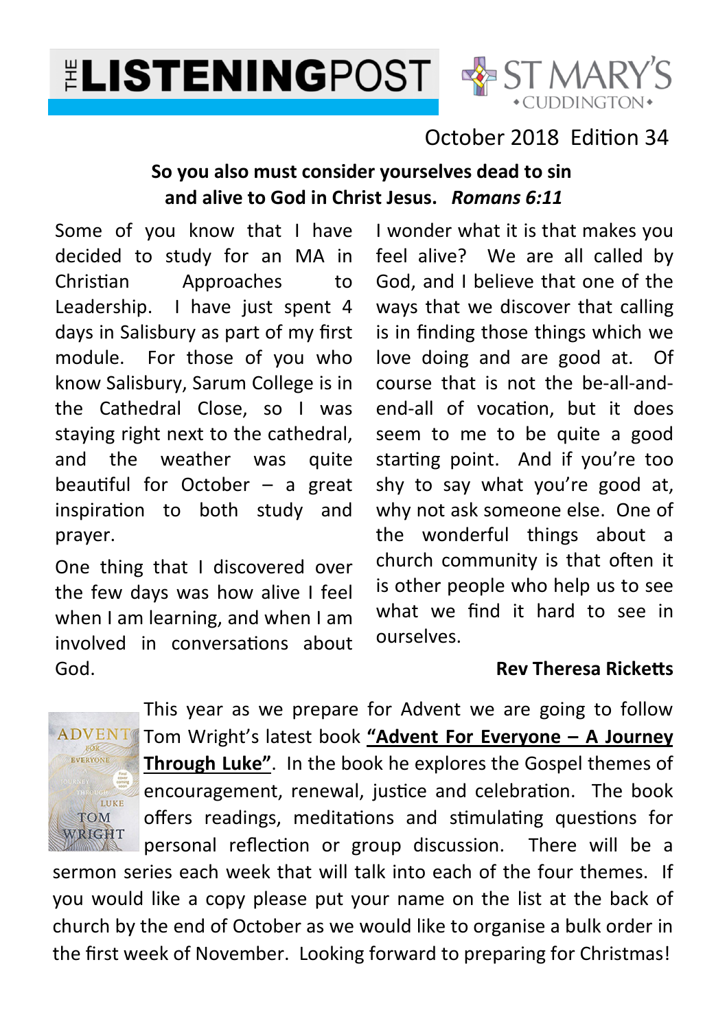# THE LISTENINGPOST

ST MARY'S CUDDINGTON

October 2018 Edition 34

**So you also must consider yourselves dead to sin and alive to God in Christ Jesus.** ***Romans 6:11***

Some of you know that I have decided to study for an MA in Christian Approaches to Leadership. I have just spent 4 days in Salisbury as part of my first module. For those of you who know Salisbury, Sarum College is in the Cathedral Close, so I was staying right next to the cathedral, and the weather was quite beautiful for October – a great inspiration to both study and prayer.

One thing that I discovered over the few days was how alive I feel when I am learning, and when I am involved in conversations about God.

I wonder what it is that makes you feel alive? We are all called by God, and I believe that one of the ways that we discover that calling is in finding those things which we love doing and are good at. Of course that is not the be-all-and-end-all of vocation, but it does seem to me to be quite a good starting point. And if you're too shy to say what you're good at, why not ask someone else. One of the wonderful things about a church community is that often it is other people who help us to see what we find it hard to see in ourselves.

**Rev Theresa Ricketts**

This year as we prepare for Advent we are going to follow Tom Wright's latest book **"Advent For Everyone – A Journey Through Luke"**. In the book he explores the Gospel themes of encouragement, renewal, justice and celebration. The book offers readings, meditations and stimulating questions for personal reflection or group discussion. There will be a sermon series each week that will talk into each of the four themes. If you would like a copy please put your name on the list at the back of church by the end of October as we would like to organise a bulk order in the first week of November. Looking forward to preparing for Christmas!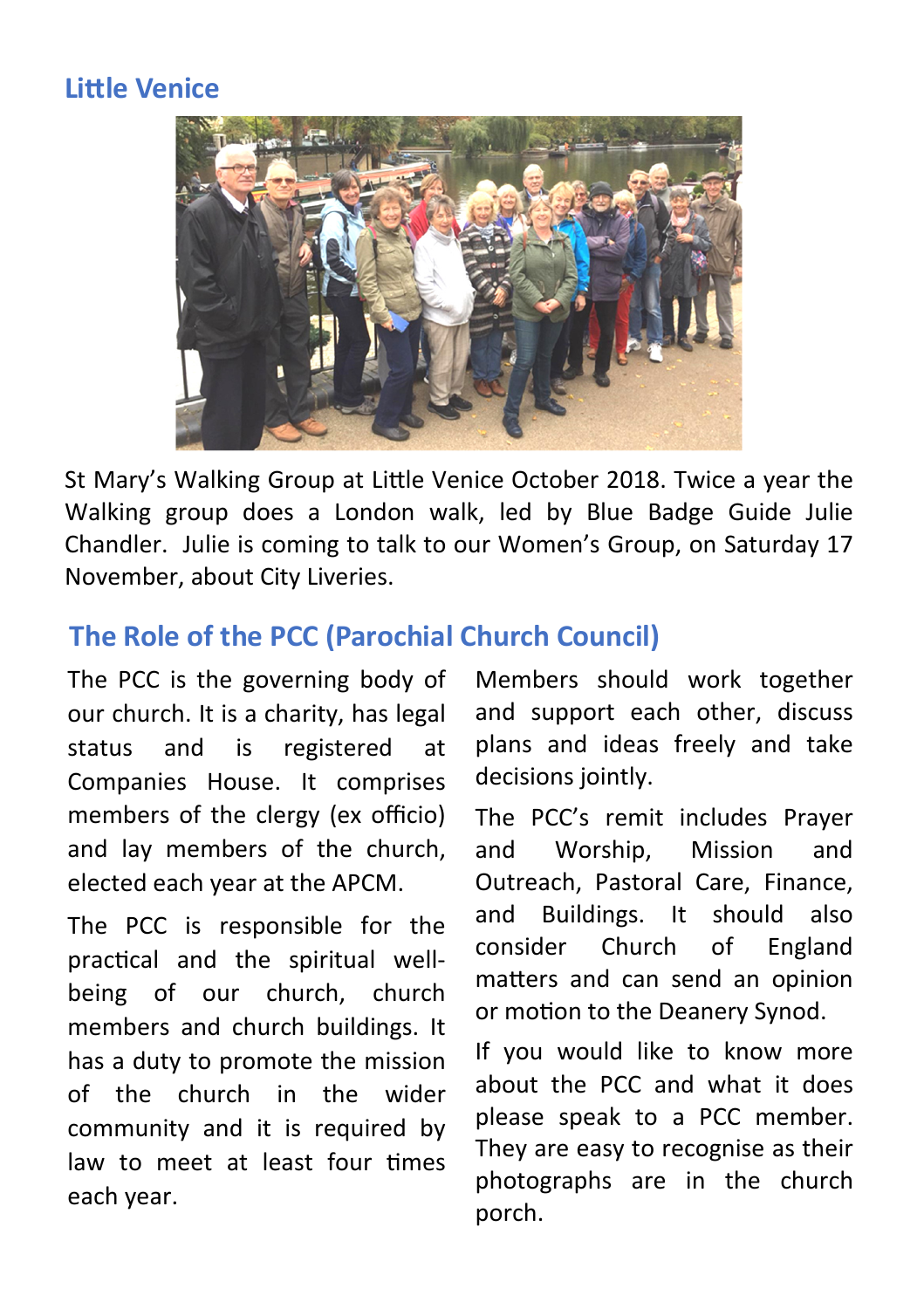## Little Venice

St Mary's Walking Group at Little Venice October 2018. Twice a year the Walking group does a London walk, led by Blue Badge Guide Julie Chandler. Julie is coming to talk to our Women's Group, on Saturday 17 November, about City Liveries.

## The Role of the PCC (Parochial Church Council)

The PCC is the governing body of our church. It is a charity, has legal status and is registered at Companies House. It comprises members of the clergy (ex officio) and lay members of the church, elected each year at the APCM.

The PCC is responsible for the practical and the spiritual well-being of our church, church members and church buildings. It has a duty to promote the mission of the church in the wider community and it is required by law to meet at least four times each year.

Members should work together and support each other, discuss plans and ideas freely and take decisions jointly.

The PCC's remit includes Prayer and Worship, Mission and Outreach, Pastoral Care, Finance, and Buildings. It should also consider Church of England matters and can send an opinion or motion to the Deanery Synod.

If you would like to know more about the PCC and what it does please speak to a PCC member. They are easy to recognise as their photographs are in the church porch.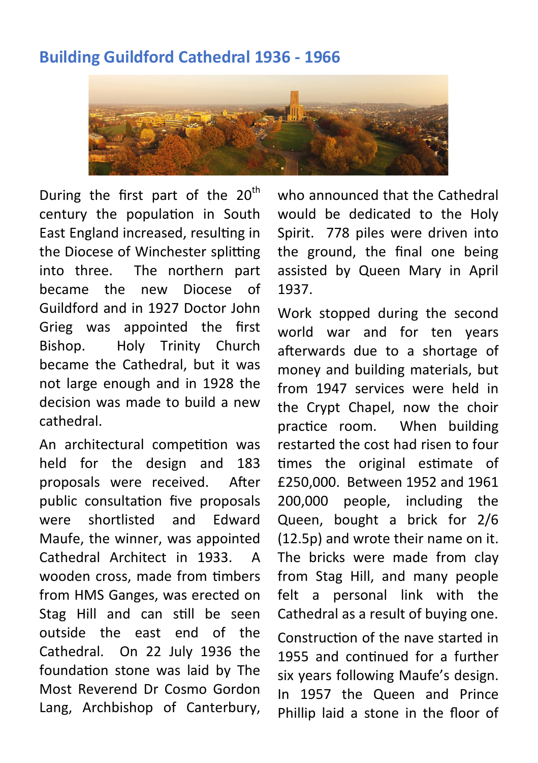## Building Guildford Cathedral 1936 - 1966

During the first part of the 20th century the population in South East England increased, resulting in the Diocese of Winchester splitting into three. The northern part became the new Diocese of Guildford and in 1927 Doctor John Grieg was appointed the first Bishop. Holy Trinity Church became the Cathedral, but it was not large enough and in 1928 the decision was made to build a new cathedral.

An architectural competition was held for the design and 183 proposals were received. After public consultation five proposals were shortlisted and Edward Maufe, the winner, was appointed Cathedral Architect in 1933. A wooden cross, made from timbers from HMS Ganges, was erected on Stag Hill and can still be seen outside the east end of the Cathedral. On 22 July 1936 the foundation stone was laid by The Most Reverend Dr Cosmo Gordon Lang, Archbishop of Canterbury, who announced that the Cathedral would be dedicated to the Holy Spirit. 778 piles were driven into the ground, the final one being assisted by Queen Mary in April 1937.

Work stopped during the second world war and for ten years afterwards due to a shortage of money and building materials, but from 1947 services were held in the Crypt Chapel, now the choir practice room. When building restarted the cost had risen to four times the original estimate of £250,000. Between 1952 and 1961 200,000 people, including the Queen, bought a brick for 2/6 (12.5p) and wrote their name on it. The bricks were made from clay from Stag Hill, and many people felt a personal link with the Cathedral as a result of buying one.

Construction of the nave started in 1955 and continued for a further six years following Maufe's design. In 1957 the Queen and Prince Phillip laid a stone in the floor of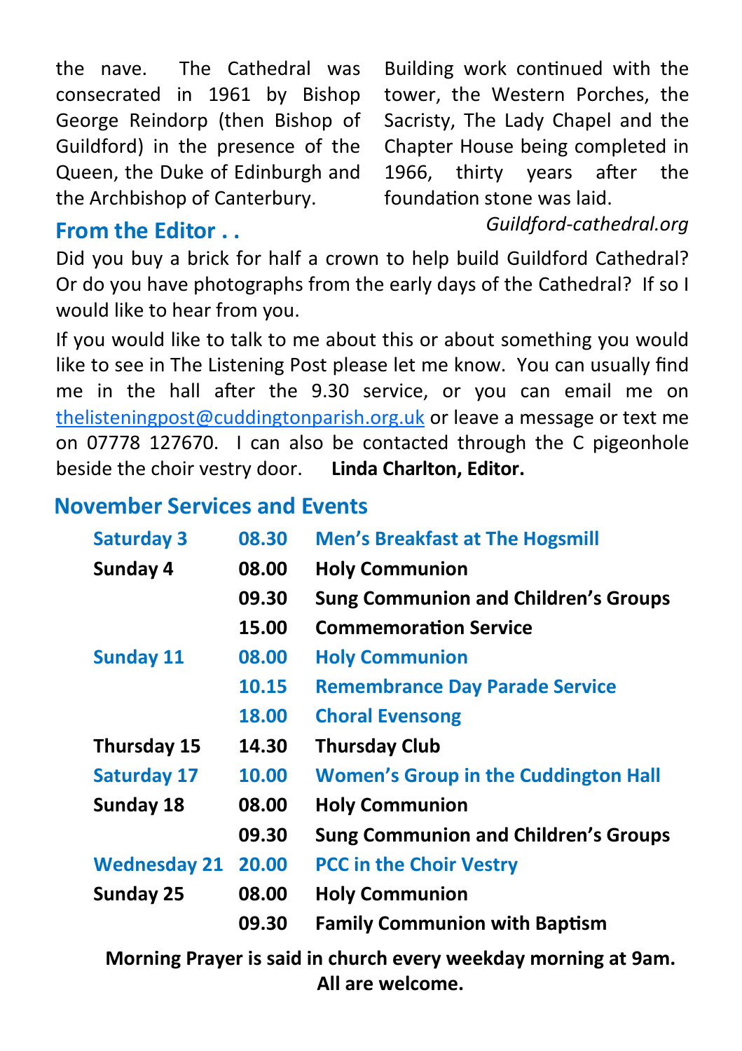the nave. The Cathedral was consecrated in 1961 by Bishop George Reindorp (then Bishop of Guildford) in the presence of the Queen, the Duke of Edinburgh and the Archbishop of Canterbury.

Building work continued with the tower, the Western Porches, the Sacristy, The Lady Chapel and the Chapter House being completed in 1966, thirty years after the foundation stone was laid.

*Guildford-cathedral.org*

## From the Editor . .

Did you buy a brick for half a crown to help build Guildford Cathedral? Or do you have photographs from the early days of the Cathedral? If so I would like to hear from you.

If you would like to talk to me about this or about something you would like to see in The Listening Post please let me know. You can usually find me in the hall after the 9.30 service, or you can email me on thelisteningpost@cuddingtonparish.org.uk or leave a message or text me on 07778 127670. I can also be contacted through the C pigeonhole beside the choir vestry door. **Linda Charlton, Editor.**

## November Services and Events

| | | |
|---|---|---|
| **Saturday 3** | **08.30** | **Men's Breakfast at The Hogsmill** |
| **Sunday 4** | **08.00** | **Holy Communion** |
| | **09.30** | **Sung Communion and Children's Groups** |
| | **15.00** | **Commemoration Service** |
| **Sunday 11** | **08.00** | **Holy Communion** |
| | **10.15** | **Remembrance Day Parade Service** |
| | **18.00** | **Choral Evensong** |
| **Thursday 15** | **14.30** | **Thursday Club** |
| **Saturday 17** | **10.00** | **Women's Group in the Cuddington Hall** |
| **Sunday 18** | **08.00** | **Holy Communion** |
| | **09.30** | **Sung Communion and Children's Groups** |
| **Wednesday 21** | **20.00** | **PCC in the Choir Vestry** |
| **Sunday 25** | **08.00** | **Holy Communion** |
| | **09.30** | **Family Communion with Baptism** |

**Morning Prayer is said in church every weekday morning at 9am. All are welcome.**